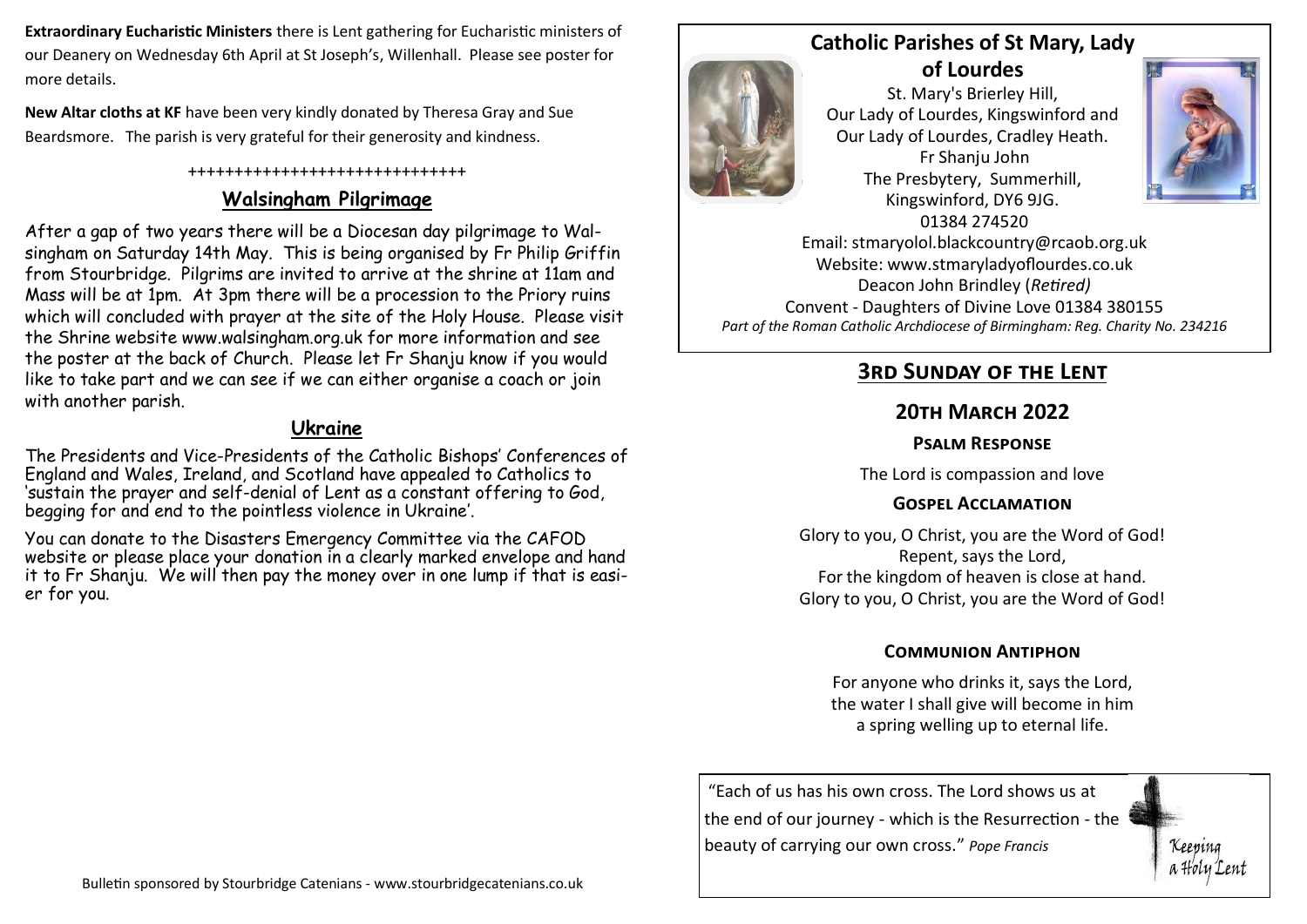**Extraordinary Eucharistic Ministers** there is Lent gathering for Eucharistic ministers of our Deanery on Wednesday 6th April at St Joseph's, Willenhall. Please see poster for more details.

**New Altar cloths at KF** have been very kindly donated by Theresa Gray and Sue Beardsmore. The parish is very grateful for their generosity and kindness.

++++++++++++++++++++++++++++++

## Walsingham Pilgrimage

After a gap of two years there will be a Diocesan day pilgrimage to Walsingham on Saturday 14th May. This is being organised by Fr Philip Griffin from Stourbridge. Pilgrims are invited to arrive at the shrine at 11am and Mass will be at 1pm. At 3pm there will be a procession to the Priory ruins which will concluded with prayer at the site of the Holy House. Please visit the Shrine website www.walsingham.org.uk for more information and see the poster at the back of Church. Please let Fr Shanju know if you would like to take part and we can see if we can either organise a coach or join with another parish.

## Ukraine

The Presidents and Vice-Presidents of the Catholic Bishops' Conferences of England and Wales, Ireland, and Scotland have appealed to Catholics to 'sustain the prayer and self-denial of Lent as a constant offering to God, begging for and end to the pointless violence in Ukraine'.

You can donate to the Disasters Emergency Committee via the CAFOD website or please place your donation in a clearly marked envelope and hand it to Fr Shanju. We will then pay the money over in one lump if that is easier for you.

Bulletin sponsored by Stourbridge Catenians - www.stourbridgecatenians.co.uk

# Catholic Parishes of St Mary, Lady of Lourdes

St. Mary's Brierley Hill,
Our Lady of Lourdes, Kingswinford and
Our Lady of Lourdes, Cradley Heath.
Fr Shanju John
The Presbytery, Summerhill,
Kingswinford, DY6 9JG.
01384 274520
Email: stmaryolol.blackcountry@rcaob.org.uk
Website: www.stmaryladyoflourdes.co.uk
Deacon John Brindley (*Retired)*
Convent - Daughters of Divine Love 01384 380155
*Part of the Roman Catholic Archdiocese of Birmingham: Reg. Charity No. 234216*

## 3rd Sunday of the Lent

## 20th March 2022

### Psalm Response

The Lord is compassion and love

### Gospel Acclamation

Glory to you, O Christ, you are the Word of God!
Repent, says the Lord,
For the kingdom of heaven is close at hand.
Glory to you, O Christ, you are the Word of God!

### Communion Antiphon

For anyone who drinks it, says the Lord,
the water I shall give will become in him
a spring welling up to eternal life.

"Each of us has his own cross. The Lord shows us at the end of our journey - which is the Resurrection - the beauty of carrying our own cross." *Pope Francis*

Keeping a Holy Lent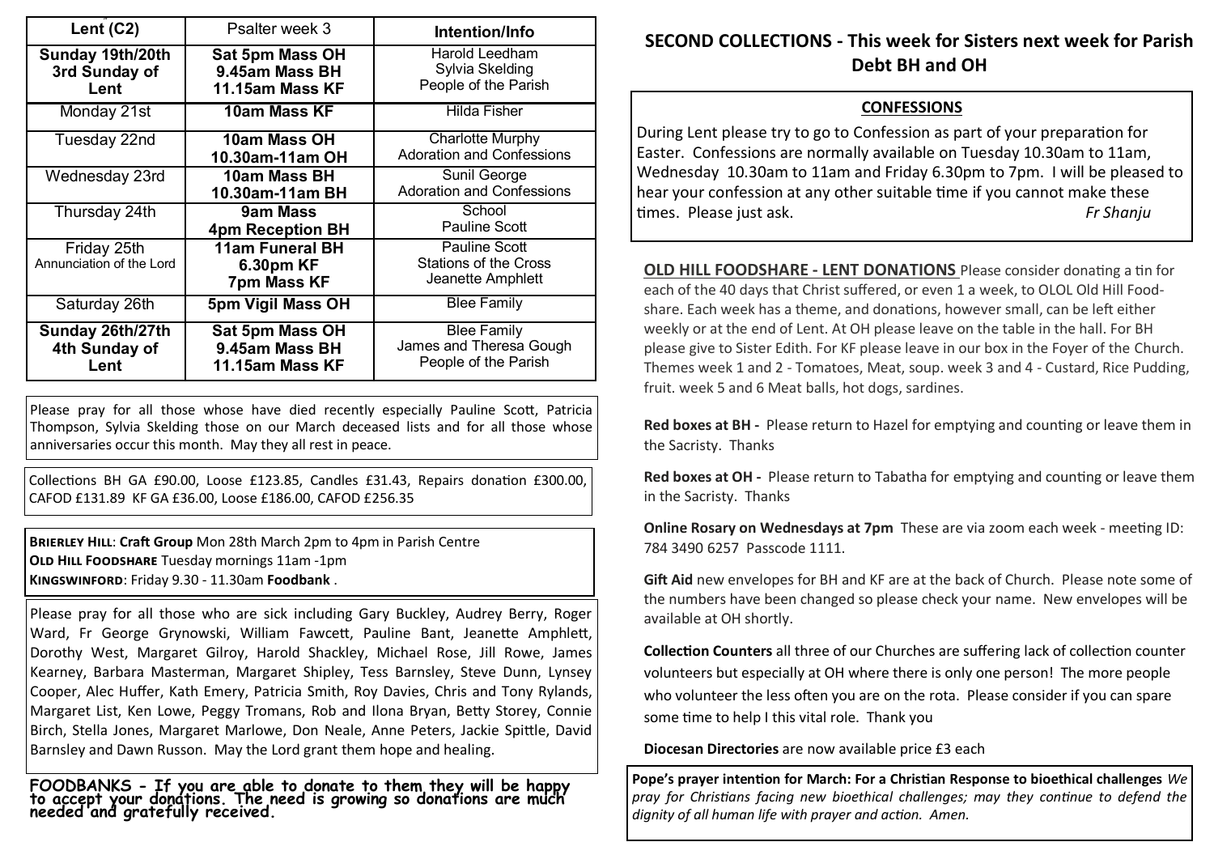| Lent (C2) | Psalter week 3 | Intention/Info |
|---|---|---|
| **Sunday 19th/20th 3rd Sunday of Lent** | **Sat 5pm Mass OH 9.45am Mass BH 11.15am Mass KF** | Harold Leedham Sylvia Skelding People of the Parish |
| Monday 21st | **10am Mass KF** | Hilda Fisher |
| Tuesday 22nd | **10am Mass OH 10.30am-11am OH** | Charlotte Murphy Adoration and Confessions |
| Wednesday 23rd | **10am Mass BH 10.30am-11am BH** | Sunil George Adoration and Confessions |
| Thursday 24th | **9am Mass 4pm Reception BH** | School Pauline Scott |
| Friday 25th Annunciation of the Lord | **11am Funeral BH 6.30pm KF 7pm Mass KF** | Pauline Scott Stations of the Cross Jeanette Amphlett |
| Saturday 26th | **5pm Vigil Mass OH** | Blee Family |
| **Sunday 26th/27th 4th Sunday of Lent** | **Sat 5pm Mass OH 9.45am Mass BH 11.15am Mass KF** | Blee Family James and Theresa Gough People of the Parish |

Please pray for all those whose have died recently especially Pauline Scott, Patricia Thompson, Sylvia Skelding those on our March deceased lists and for all those whose anniversaries occur this month. May they all rest in peace.

Collections BH GA £90.00, Loose £123.85, Candles £31.43, Repairs donation £300.00, CAFOD £131.89 KF GA £36.00, Loose £186.00, CAFOD £256.35

**BRIERLEY HILL**: **Craft Group** Mon 28th March 2pm to 4pm in Parish Centre
**OLD HILL FOODSHARE** Tuesday mornings 11am -1pm
**KINGSWINFORD**: Friday 9.30 - 11.30am **Foodbank** .

Please pray for all those who are sick including Gary Buckley, Audrey Berry, Roger Ward, Fr George Grynowski, William Fawcett, Pauline Bant, Jeanette Amphlett, Dorothy West, Margaret Gilroy, Harold Shackley, Michael Rose, Jill Rowe, James Kearney, Barbara Masterman, Margaret Shipley, Tess Barnsley, Steve Dunn, Lynsey Cooper, Alec Huffer, Kath Emery, Patricia Smith, Roy Davies, Chris and Tony Rylands, Margaret List, Ken Lowe, Peggy Tromans, Rob and Ilona Bryan, Betty Storey, Connie Birch, Stella Jones, Margaret Marlowe, Don Neale, Anne Peters, Jackie Spittle, David Barnsley and Dawn Russon. May the Lord grant them hope and healing.

**FOODBANKS - If you are able to donate to them they will be happy to accept your donations. The need is growing so donations are much needed and gratefully received.**

## SECOND COLLECTIONS - This week for Sisters next week for Parish Debt BH and OH

### CONFESSIONS

During Lent please try to go to Confession as part of your preparation for Easter. Confessions are normally available on Tuesday 10.30am to 11am, Wednesday 10.30am to 11am and Friday 6.30pm to 7pm. I will be pleased to hear your confession at any other suitable time if you cannot make these times. Please just ask. *Fr Shanju*

**OLD HILL FOODSHARE - LENT DONATIONS** Please consider donating a tin for each of the 40 days that Christ suffered, or even 1 a week, to OLOL Old Hill Food-share. Each week has a theme, and donations, however small, can be left either weekly or at the end of Lent. At OH please leave on the table in the hall. For BH please give to Sister Edith. For KF please leave in our box in the Foyer of the Church. Themes week 1 and 2 - Tomatoes, Meat, soup. week 3 and 4 - Custard, Rice Pudding, fruit. week 5 and 6 Meat balls, hot dogs, sardines.

**Red boxes at BH -** Please return to Hazel for emptying and counting or leave them in the Sacristy. Thanks

**Red boxes at OH -** Please return to Tabatha for emptying and counting or leave them in the Sacristy. Thanks

**Online Rosary on Wednesdays at 7pm** These are via zoom each week - meeting ID: 784 3490 6257 Passcode 1111.

**Gift Aid** new envelopes for BH and KF are at the back of Church. Please note some of the numbers have been changed so please check your name. New envelopes will be available at OH shortly.

**Collection Counters** all three of our Churches are suffering lack of collection counter volunteers but especially at OH where there is only one person! The more people who volunteer the less often you are on the rota. Please consider if you can spare some time to help I this vital role. Thank you

**Diocesan Directories** are now available price £3 each

**Pope's prayer intention for March: For a Christian Response to bioethical challenges** *We pray for Christians facing new bioethical challenges; may they continue to defend the dignity of all human life with prayer and action. Amen.*